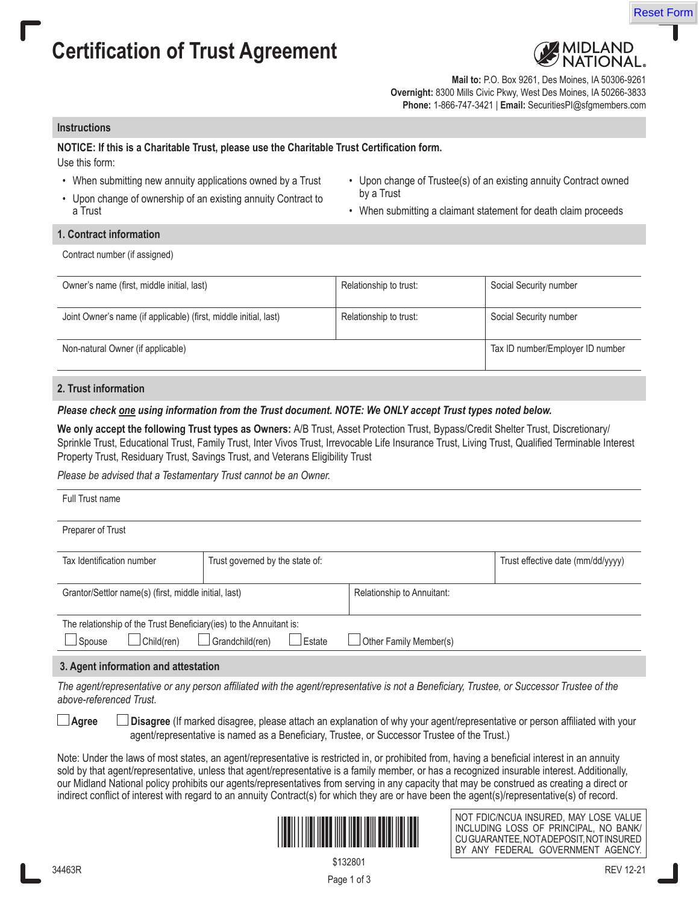# Certification of Trust Agreement

MIDLAND NATIONAL.

**Mail to:** P.O. Box 9261, Des Moines, IA 50306-9261
**Overnight:** 8300 Mills Civic Pkwy, West Des Moines, IA 50266-3833
**Phone:** 1-866-747-3421 | **Email:** SecuritiesPI@sfgmembers.com

## Instructions

**NOTICE: If this is a Charitable Trust, please use the Charitable Trust Certification form.**

Use this form:

- When submitting new annuity applications owned by a Trust
- Upon change of ownership of an existing annuity Contract to a Trust
- Upon change of Trustee(s) of an existing annuity Contract owned by a Trust
- When submitting a claimant statement for death claim proceeds

## 1. Contract information

Contract number (if assigned)

| Owner's name (first, middle initial, last) | Relationship to trust: | Social Security number |
|---|---|---|
| Joint Owner's name (if applicable) (first, middle initial, last) | Relationship to trust: | Social Security number |
| Non-natural Owner (if applicable) | | Tax ID number/Employer ID number |

## 2. Trust information

***Please check one using information from the Trust document. NOTE: We ONLY accept Trust types noted below.***

**We only accept the following Trust types as Owners:** A/B Trust, Asset Protection Trust, Bypass/Credit Shelter Trust, Discretionary/Sprinkle Trust, Educational Trust, Family Trust, Inter Vivos Trust, Irrevocable Life Insurance Trust, Living Trust, Qualified Terminable Interest Property Trust, Residuary Trust, Savings Trust, and Veterans Eligibility Trust

*Please be advised that a Testamentary Trust cannot be an Owner.*

Full Trust name

Preparer of Trust

| Tax Identification number | Trust governed by the state of: | Trust effective date (mm/dd/yyyy) |
|---|---|---|

| Grantor/Settlor name(s) (first, middle initial, last) | Relationship to Annuitant: |
|---|---|

The relationship of the Trust Beneficiary(ies) to the Annuitant is:

☐ Spouse ☐ Child(ren) ☐ Grandchild(ren) ☐ Estate ☐ Other Family Member(s)

## 3. Agent information and attestation

*The agent/representative or any person affiliated with the agent/representative is not a Beneficiary, Trustee, or Successor Trustee of the above-referenced Trust.*

☐ **Agree** ☐ **Disagree** (If marked disagree, please attach an explanation of why your agent/representative or person affiliated with your agent/representative is named as a Beneficiary, Trustee, or Successor Trustee of the Trust.)

Note: Under the laws of most states, an agent/representative is restricted in, or prohibited from, having a beneficial interest in an annuity sold by that agent/representative, unless that agent/representative is a family member, or has a recognized insurable interest. Additionally, our Midland National policy prohibits our agents/representatives from serving in any capacity that may be construed as creating a direct or indirect conflict of interest with regard to an annuity Contract(s) for which they are or have been the agent(s)/representative(s) of record.

NOT FDIC/NCUA INSURED, MAY LOSE VALUE INCLUDING LOSS OF PRINCIPAL, NO BANK/CU GUARANTEE, NOT A DEPOSIT, NOT INSURED BY ANY FEDERAL GOVERNMENT AGENCY.

$132801

34463R REV 12-21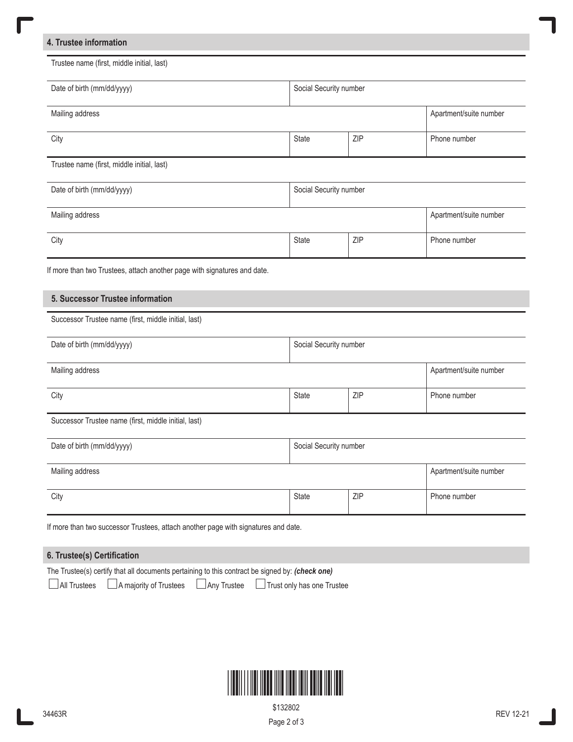## 4. Trustee information

| Trustee name (first, middle initial, last) | | | |
|---|---|---|---|
| Date of birth (mm/dd/yyyy) | Social Security number | | |
| Mailing address | | | Apartment/suite number |
| City | State | ZIP | Phone number |

| Trustee name (first, middle initial, last) | | | |
|---|---|---|---|
| Date of birth (mm/dd/yyyy) | Social Security number | | |
| Mailing address | | | Apartment/suite number |
| City | State | ZIP | Phone number |

If more than two Trustees, attach another page with signatures and date.

## 5. Successor Trustee information

| Successor Trustee name (first, middle initial, last) | | | |
|---|---|---|---|
| Date of birth (mm/dd/yyyy) | Social Security number | | |
| Mailing address | | | Apartment/suite number |
| City | State | ZIP | Phone number |

| Successor Trustee name (first, middle initial, last) | | | |
|---|---|---|---|
| Date of birth (mm/dd/yyyy) | Social Security number | | |
| Mailing address | | | Apartment/suite number |
| City | State | ZIP | Phone number |

If more than two successor Trustees, attach another page with signatures and date.

## 6. Trustee(s) Certification

The Trustee(s) certify that all documents pertaining to this contract be signed by: ***(check one)***

☐ All Trustees ☐ A majority of Trustees ☐ Any Trustee ☐ Trust only has one Trustee

34463R

$132802

REV 12-21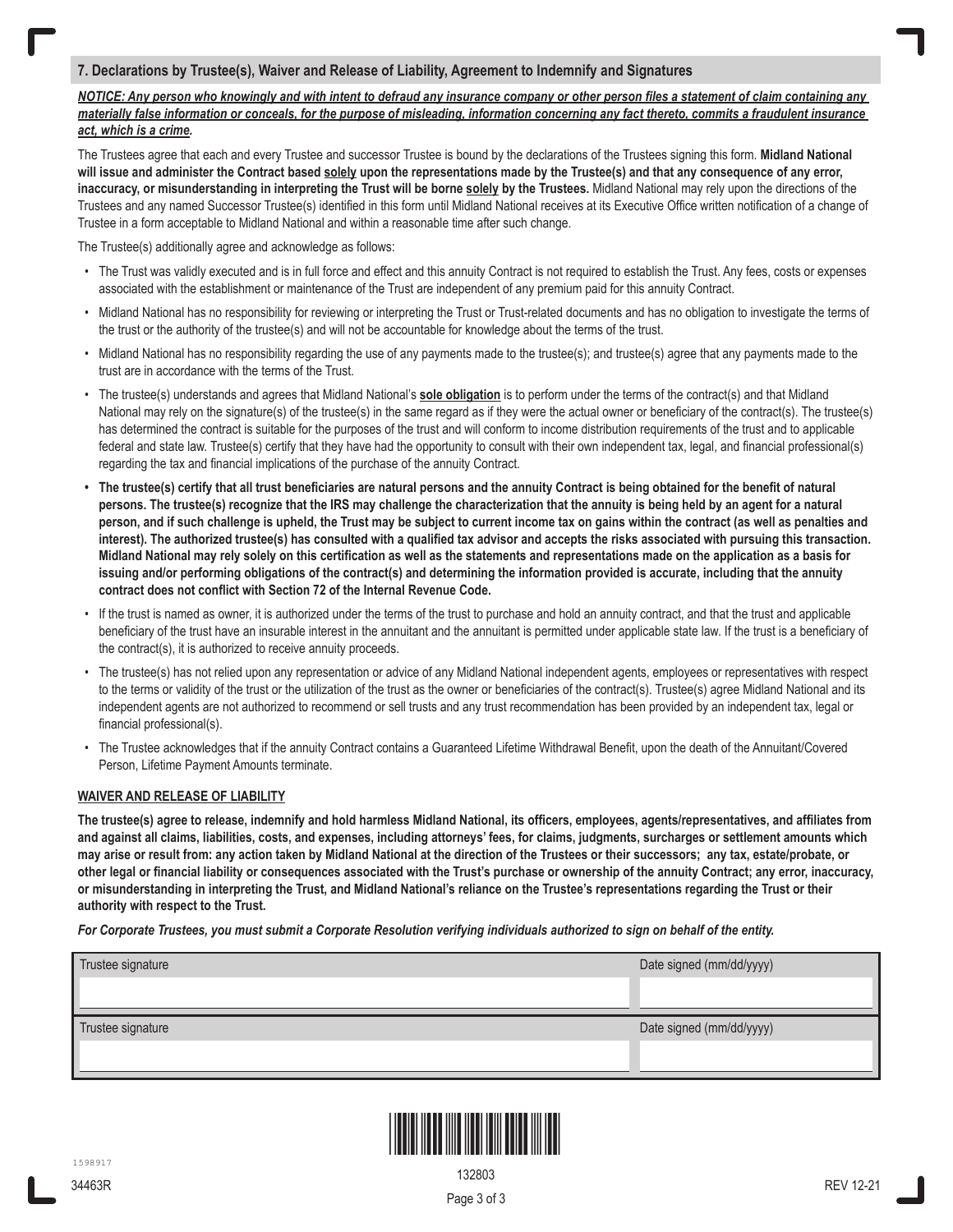## 7. Declarations by Trustee(s), Waiver and Release of Liability, Agreement to Indemnify and Signatures

***NOTICE: Any person who knowingly and with intent to defraud any insurance company or other person files a statement of claim containing any materially false information or conceals, for the purpose of misleading, information concerning any fact thereto, commits a fraudulent insurance act, which is a crime.***

The Trustees agree that each and every Trustee and successor Trustee is bound by the declarations of the Trustees signing this form. **Midland National will issue and administer the Contract based solely upon the representations made by the Trustee(s) and that any consequence of any error, inaccuracy, or misunderstanding in interpreting the Trust will be borne solely by the Trustees.** Midland National may rely upon the directions of the Trustees and any named Successor Trustee(s) identified in this form until Midland National receives at its Executive Office written notification of a change of Trustee in a form acceptable to Midland National and within a reasonable time after such change.

The Trustee(s) additionally agree and acknowledge as follows:

- The Trust was validly executed and is in full force and effect and this annuity Contract is not required to establish the Trust. Any fees, costs or expenses associated with the establishment or maintenance of the Trust are independent of any premium paid for this annuity Contract.
- Midland National has no responsibility for reviewing or interpreting the Trust or Trust-related documents and has no obligation to investigate the terms of the trust or the authority of the trustee(s) and will not be accountable for knowledge about the terms of the trust.
- Midland National has no responsibility regarding the use of any payments made to the trustee(s); and trustee(s) agree that any payments made to the trust are in accordance with the terms of the Trust.
- The trustee(s) understands and agrees that Midland National's **sole obligation** is to perform under the terms of the contract(s) and that Midland National may rely on the signature(s) of the trustee(s) in the same regard as if they were the actual owner or beneficiary of the contract(s). The trustee(s) has determined the contract is suitable for the purposes of the trust and will conform to income distribution requirements of the trust and to applicable federal and state law. Trustee(s) certify that they have had the opportunity to consult with their own independent tax, legal, and financial professional(s) regarding the tax and financial implications of the purchase of the annuity Contract.
- **The trustee(s) certify that all trust beneficiaries are natural persons and the annuity Contract is being obtained for the benefit of natural persons. The trustee(s) recognize that the IRS may challenge the characterization that the annuity is being held by an agent for a natural person, and if such challenge is upheld, the Trust may be subject to current income tax on gains within the contract (as well as penalties and interest). The authorized trustee(s) has consulted with a qualified tax advisor and accepts the risks associated with pursuing this transaction. Midland National may rely solely on this certification as well as the statements and representations made on the application as a basis for issuing and/or performing obligations of the contract(s) and determining the information provided is accurate, including that the annuity contract does not conflict with Section 72 of the Internal Revenue Code.**
- If the trust is named as owner, it is authorized under the terms of the trust to purchase and hold an annuity contract, and that the trust and applicable beneficiary of the trust have an insurable interest in the annuitant and the annuitant is permitted under applicable state law. If the trust is a beneficiary of the contract(s), it is authorized to receive annuity proceeds.
- The trustee(s) has not relied upon any representation or advice of any Midland National independent agents, employees or representatives with respect to the terms or validity of the trust or the utilization of the trust as the owner or beneficiaries of the contract(s). Trustee(s) agree Midland National and its independent agents are not authorized to recommend or sell trusts and any trust recommendation has been provided by an independent tax, legal or financial professional(s).
- The Trustee acknowledges that if the annuity Contract contains a Guaranteed Lifetime Withdrawal Benefit, upon the death of the Annuitant/Covered Person, Lifetime Payment Amounts terminate.

### WAIVER AND RELEASE OF LIABILITY

**The trustee(s) agree to release, indemnify and hold harmless Midland National, its officers, employees, agents/representatives, and affiliates from and against all claims, liabilities, costs, and expenses, including attorneys' fees, for claims, judgments, surcharges or settlement amounts which may arise or result from: any action taken by Midland National at the direction of the Trustees or their successors; any tax, estate/probate, or other legal or financial liability or consequences associated with the Trust's purchase or ownership of the annuity Contract; any error, inaccuracy, or misunderstanding in interpreting the Trust, and Midland National's reliance on the Trustee's representations regarding the Trust or their authority with respect to the Trust.**

***For Corporate Trustees, you must submit a Corporate Resolution verifying individuals authorized to sign on behalf of the entity.***

| Trustee signature | Date signed (mm/dd/yyyy) |
|---|---|
| | |

| Trustee signature | Date signed (mm/dd/yyyy) |
|---|---|
| | |

1598917

34463R

132803

REV 12-21